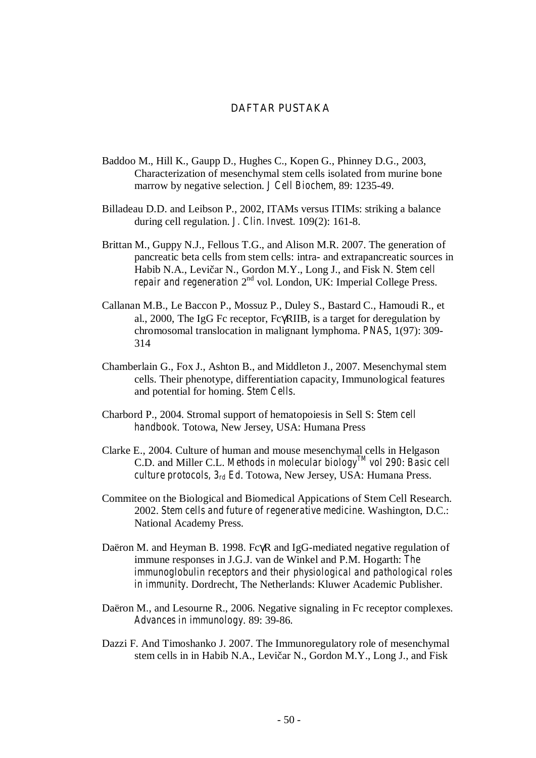# DAFTAR PUSTAKA

Baddoo M., Hill K., Gaupp D., Hughes C., Kopen G., Phinney D.G., 2003, Characterization of mesenchymal stem cells isolated from murine bone marrow by negative selection. *J Cell Biochem*, 89: 1235-49.

Billadeau D.D. and Leibson P., 2002, ITAMs versus ITIMs: striking a balance during cell regulation. *J. Clin. Invest*. 109(2): 161-8.

Brittan M., Guppy N.J., Fellous T.G., and Alison M.R. 2007. The generation of pancreatic beta cells from stem cells: intra- and extrapancreatic sources in Habib N.A., Levičar N., Gordon M.Y., Long J., and Fisk N. *Stem cell repair and regeneration* 2nd vol. London, UK: Imperial College Press.

Callanan M.B., Le Baccon P., Mossuz P., Duley S., Bastard C., Hamoudi R., et al., 2000, The IgG Fc receptor, FcγRIIB, is a target for deregulation by chromosomal translocation in malignant lymphoma. *PNAS*, 1(97): 309-314

Chamberlain G., Fox J., Ashton B., and Middleton J., 2007. Mesenchymal stem cells. Their phenotype, differentiation capacity, Immunological features and potential for homing. *Stem Cells*.

Charbord P., 2004. Stromal support of hematopoiesis in Sell S: *Stem cell handbook*. Totowa, New Jersey, USA: Humana Press

Clarke E., 2004. Culture of human and mouse mesenchymal cells in Helgason C.D. and Miller C.L. *Methods in molecular biology™ vol 290: Basic cell culture protocols, 3rd Ed*. Totowa, New Jersey, USA: Humana Press.

Commitee on the Biological and Biomedical Appications of Stem Cell Research. 2002. *Stem cells and future of regenerative medicine*. Washington, D.C.: National Academy Press.

Daëron M. and Heyman B. 1998. FcγR and IgG-mediated negative regulation of immune responses in J.G.J. van de Winkel and P.M. Hogarth: *The immunoglobulin receptors and their physiological and pathological roles in immunity*. Dordrecht, The Netherlands: Kluwer Academic Publisher.

Daëron M., and Lesourne R., 2006. Negative signaling in Fc receptor complexes. *Advances in immunology*. 89: 39-86.

Dazzi F. And Timoshanko J. 2007. The Immunoregulatory role of mesenchymal stem cells in in Habib N.A., Levičar N., Gordon M.Y., Long J., and Fisk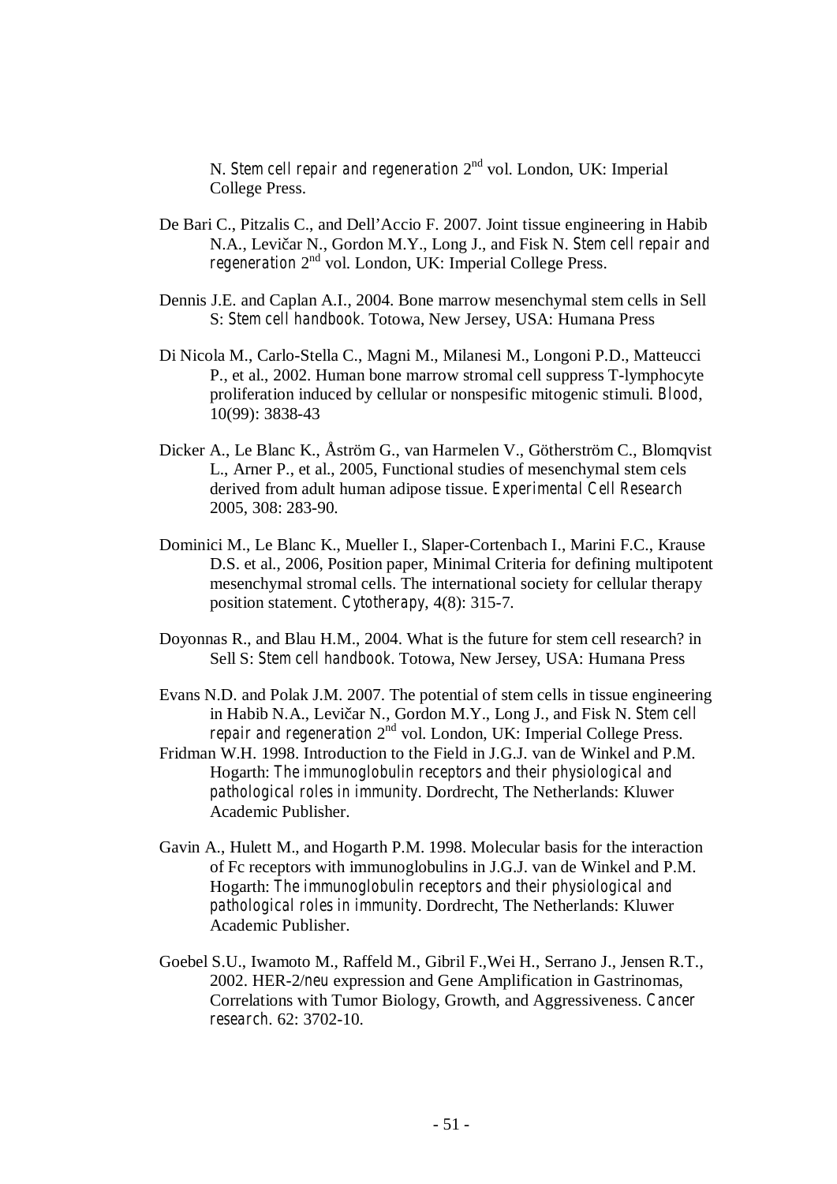N. *Stem cell repair and regeneration* 2nd vol. London, UK: Imperial College Press.

De Bari C., Pitzalis C., and Dell'Accio F. 2007. Joint tissue engineering in Habib N.A., Levičar N., Gordon M.Y., Long J., and Fisk N. *Stem cell repair and regeneration* 2nd vol. London, UK: Imperial College Press.

Dennis J.E. and Caplan A.I., 2004. Bone marrow mesenchymal stem cells in Sell S: *Stem cell handbook*. Totowa, New Jersey, USA: Humana Press

Di Nicola M., Carlo-Stella C., Magni M., Milanesi M., Longoni P.D., Matteucci P., et al., 2002. Human bone marrow stromal cell suppress T-lymphocyte proliferation induced by cellular or nonspesific mitogenic stimuli. *Blood*, 10(99): 3838-43

Dicker A., Le Blanc K., Åström G., van Harmelen V., Götherström C., Blomqvist L., Arner P., et al., 2005, Functional studies of mesenchymal stem cels derived from adult human adipose tissue. *Experimental Cell Research* 2005, 308: 283-90.

Dominici M., Le Blanc K., Mueller I., Slaper-Cortenbach I., Marini F.C., Krause D.S. et al., 2006, Position paper, Minimal Criteria for defining multipotent mesenchymal stromal cells. The international society for cellular therapy position statement. *Cytotherapy*, 4(8): 315-7.

Doyonnas R., and Blau H.M., 2004. What is the future for stem cell research? in Sell S: *Stem cell handbook*. Totowa, New Jersey, USA: Humana Press

Evans N.D. and Polak J.M. 2007. The potential of stem cells in tissue engineering in Habib N.A., Levičar N., Gordon M.Y., Long J., and Fisk N. *Stem cell repair and regeneration* 2nd vol. London, UK: Imperial College Press.

Fridman W.H. 1998. Introduction to the Field in J.G.J. van de Winkel and P.M. Hogarth: *The immunoglobulin receptors and their physiological and pathological roles in immunity*. Dordrecht, The Netherlands: Kluwer Academic Publisher.

Gavin A., Hulett M., and Hogarth P.M. 1998. Molecular basis for the interaction of Fc receptors with immunoglobulins in J.G.J. van de Winkel and P.M. Hogarth: *The immunoglobulin receptors and their physiological and pathological roles in immunity*. Dordrecht, The Netherlands: Kluwer Academic Publisher.

Goebel S.U., Iwamoto M., Raffeld M., Gibril F.,Wei H., Serrano J., Jensen R.T., 2002. HER-2/*neu* expression and Gene Amplification in Gastrinomas, Correlations with Tumor Biology, Growth, and Aggressiveness. *Cancer research*. 62: 3702-10.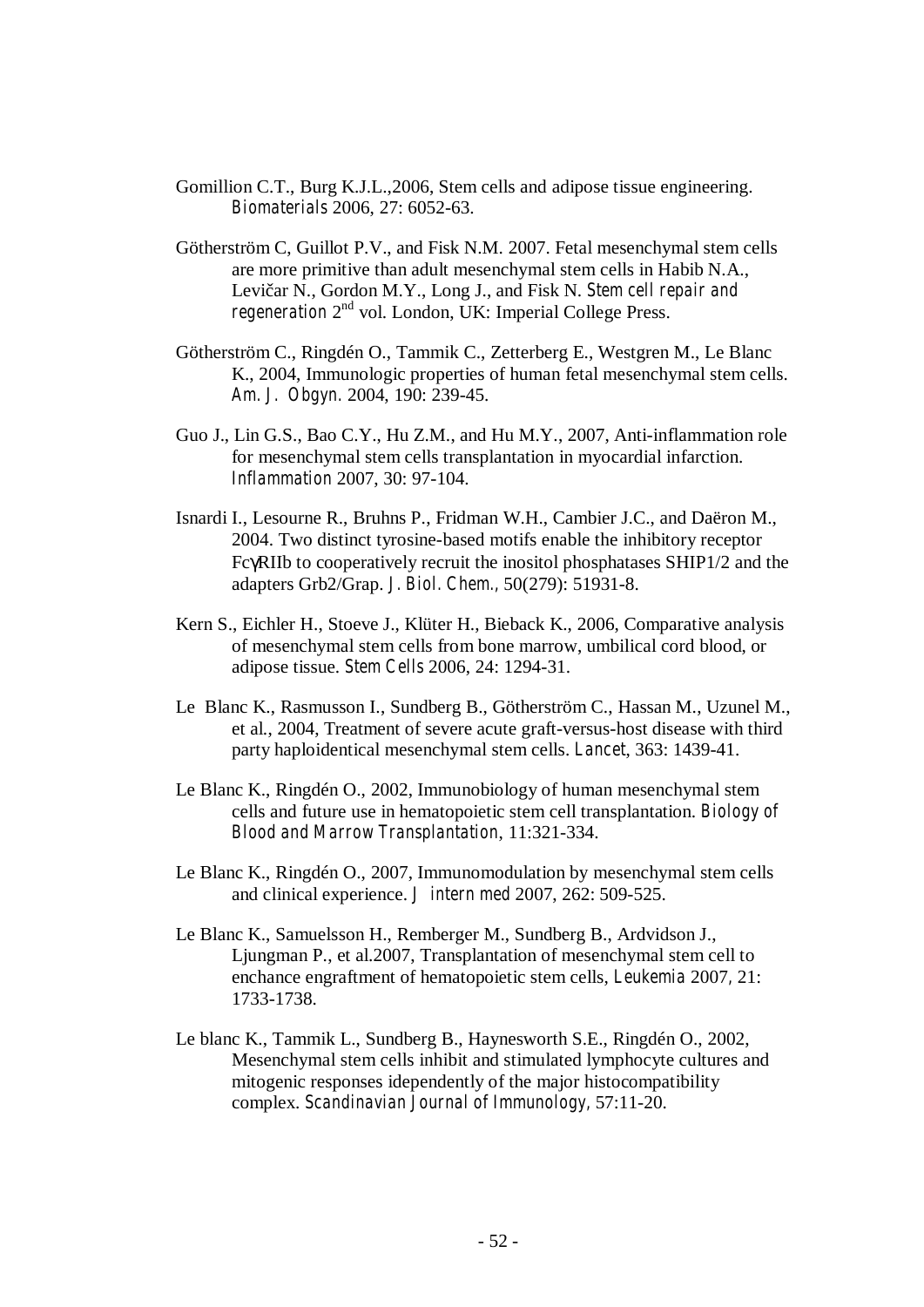Gomillion C.T., Burg K.J.L.,2006, Stem cells and adipose tissue engineering. *Biomaterials* 2006, 27: 6052-63.

Götherström C, Guillot P.V., and Fisk N.M. 2007. Fetal mesenchymal stem cells are more primitive than adult mesenchymal stem cells in Habib N.A., Levičar N., Gordon M.Y., Long J., and Fisk N. *Stem cell repair and regeneration* 2nd vol. London, UK: Imperial College Press.

Götherström C., Ringdén O., Tammik C., Zetterberg E., Westgren M., Le Blanc K., 2004, Immunologic properties of human fetal mesenchymal stem cells. *Am. J. Obgyn.* 2004, 190: 239-45.

Guo J., Lin G.S., Bao C.Y., Hu Z.M., and Hu M.Y., 2007, Anti-inflammation role for mesenchymal stem cells transplantation in myocardial infarction. *Inflammation* 2007, 30: 97-104.

Isnardi I., Lesourne R., Bruhns P., Fridman W.H., Cambier J.C., and Daëron M., 2004. Two distinct tyrosine-based motifs enable the inhibitory receptor FcγRIIb to cooperatively recruit the inositol phosphatases SHIP1/2 and the adapters Grb2/Grap. *J. Biol. Chem.*, 50(279): 51931-8.

Kern S., Eichler H., Stoeve J., Klüter H., Bieback K., 2006, Comparative analysis of mesenchymal stem cells from bone marrow, umbilical cord blood, or adipose tissue. *Stem Cells* 2006, 24: 1294-31.

Le Blanc K., Rasmusson I., Sundberg B., Götherström C., Hassan M., Uzunel M., et al., 2004, Treatment of severe acute graft-versus-host disease with third party haploidentical mesenchymal stem cells. *Lancet*, 363: 1439-41.

Le Blanc K., Ringdén O., 2002, Immunobiology of human mesenchymal stem cells and future use in hematopoietic stem cell transplantation. *Biology of Blood and Marrow Transplantation*, 11:321-334.

Le Blanc K., Ringdén O., 2007, Immunomodulation by mesenchymal stem cells and clinical experience. *J intern med* 2007, 262: 509-525.

Le Blanc K., Samuelsson H., Remberger M., Sundberg B., Ardvidson J., Ljungman P., et al.2007, Transplantation of mesenchymal stem cell to enchance engraftment of hematopoietic stem cells, *Leukemia* 2007, 21: 1733-1738.

Le blanc K., Tammik L., Sundberg B., Haynesworth S.E., Ringdén O., 2002, Mesenchymal stem cells inhibit and stimulated lymphocyte cultures and mitogenic responses idependently of the major histocompatibility complex. *Scandinavian Journal of Immunology*, 57:11-20.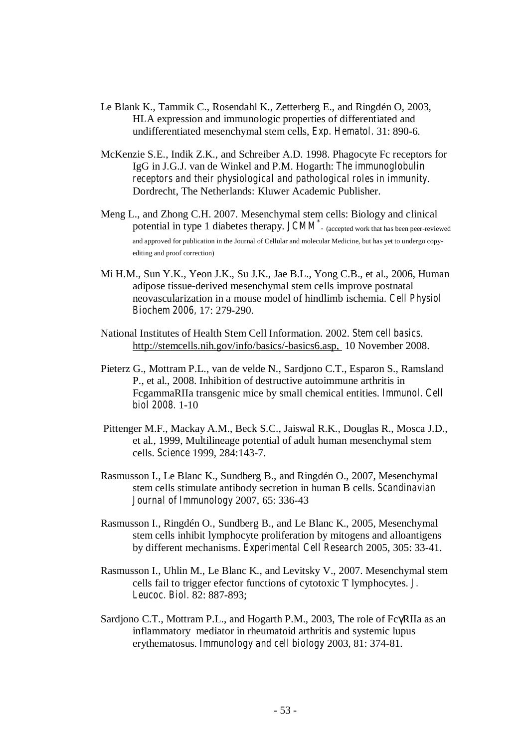Le Blank K., Tammik C., Rosendahl K., Zetterberg E., and Ringdén O, 2003, HLA expression and immunologic properties of differentiated and undifferentiated mesenchymal stem cells, *Exp. Hematol.* 31: 890-6.

McKenzie S.E., Indik Z.K., and Schreiber A.D. 1998. Phagocyte Fc receptors for IgG in J.G.J. van de Winkel and P.M. Hogarth: *The immunoglobulin receptors and their physiological and pathological roles in immunity.* Dordrecht, The Netherlands: Kluwer Academic Publisher.

Meng L., and Zhong C.H. 2007. Mesenchymal stem cells: Biology and clinical potential in type 1 diabetes therapy. *JCMM*[*]. (accepted work that has been peer-reviewed and approved for publication in the Journal of Cellular and molecular Medicine, but has yet to undergo copy-editing and proof correction)

Mi H.M., Sun Y.K., Yeon J.K., Su J.K., Jae B.L., Yong C.B., et al., 2006, Human adipose tissue-derived mesenchymal stem cells improve postnatal neovascularization in a mouse model of hindlimb ischemia. *Cell Physiol Biochem 2006*, 17: 279-290.

National Institutes of Health Stem Cell Information. 2002. *Stem cell basics.* http://stemcells.nih.gov/info/basics/-basics6.asp, 10 November 2008.

Pieterz G., Mottram P.L., van de velde N., Sardjono C.T., Esparon S., Ramsland P., et al., 2008. Inhibition of destructive autoimmune arthritis in FcgammaRIIa transgenic mice by small chemical entities. *Immunol. Cell biol 2008.* 1-10

Pittenger M.F., Mackay A.M., Beck S.C., Jaiswal R.K., Douglas R., Mosca J.D., et al., 1999, Multilineage potential of adult human mesenchymal stem cells. *Science* 1999, 284:143-7.

Rasmusson I., Le Blanc K., Sundberg B., and Ringdén O., 2007, Mesenchymal stem cells stimulate antibody secretion in human B cells. *Scandinavian Journal of Immunology* 2007, 65: 336-43

Rasmusson I., Ringdén O., Sundberg B., and Le Blanc K., 2005, Mesenchymal stem cells inhibit lymphocyte proliferation by mitogens and alloantigens by different mechanisms. *Experimental Cell Research* 2005, 305: 33-41.

Rasmusson I., Uhlin M., Le Blanc K., and Levitsky V., 2007. Mesenchymal stem cells fail to trigger efector functions of cytotoxic T lymphocytes. *J. Leucoc. Biol.* 82: 887-893;

Sardjono C.T., Mottram P.L., and Hogarth P.M., 2003, The role of FcγRIIa as an inflammatory mediator in rheumatoid arthritis and systemic lupus erythematosus. *Immunology and cell biology* 2003, 81: 374-81.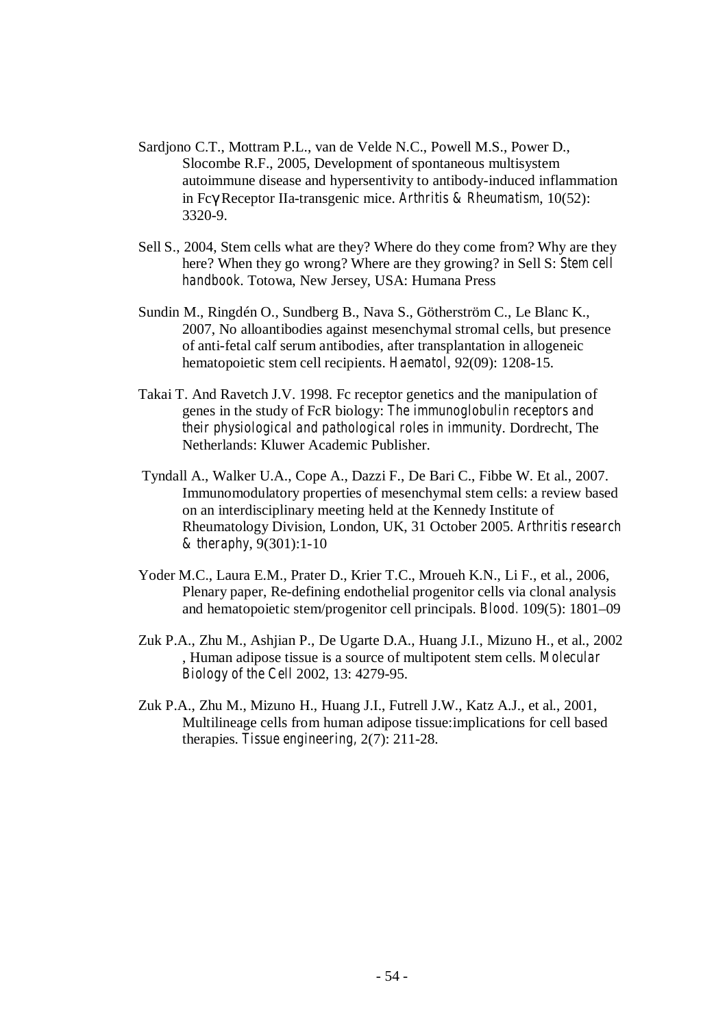Sardjono C.T., Mottram P.L., van de Velde N.C., Powell M.S., Power D., Slocombe R.F., 2005, Development of spontaneous multisystem autoimmune disease and hypersentivity to antibody-induced inflammation in Fcγ Receptor IIa-transgenic mice. *Arthritis & Rheumatism*, 10(52): 3320-9.

Sell S., 2004, Stem cells what are they? Where do they come from? Why are they here? When they go wrong? Where are they growing? in Sell S: *Stem cell handbook*. Totowa, New Jersey, USA: Humana Press

Sundin M., Ringdén O., Sundberg B., Nava S., Götherström C., Le Blanc K., 2007, No alloantibodies against mesenchymal stromal cells, but presence of anti-fetal calf serum antibodies, after transplantation in allogeneic hematopoietic stem cell recipients. *Haematol*, 92(09): 1208-15.

Takai T. And Ravetch J.V. 1998. Fc receptor genetics and the manipulation of genes in the study of FcR biology: *The immunoglobulin receptors and their physiological and pathological roles in immunity*. Dordrecht, The Netherlands: Kluwer Academic Publisher.

Tyndall A., Walker U.A., Cope A., Dazzi F., De Bari C., Fibbe W. Et al., 2007. Immunomodulatory properties of mesenchymal stem cells: a review based on an interdisciplinary meeting held at the Kennedy Institute of Rheumatology Division, London, UK, 31 October 2005. *Arthritis research & theraphy*, 9(301):1-10

Yoder M.C., Laura E.M., Prater D., Krier T.C., Mroueh K.N., Li F., et al., 2006, Plenary paper, Re-defining endothelial progenitor cells via clonal analysis and hematopoietic stem/progenitor cell principals. *Blood*. 109(5): 1801–09

Zuk P.A., Zhu M., Ashjian P., De Ugarte D.A., Huang J.I., Mizuno H., et al., 2002 , Human adipose tissue is a source of multipotent stem cells. *Molecular Biology of the Cell* 2002, 13: 4279-95.

Zuk P.A., Zhu M., Mizuno H., Huang J.I., Futrell J.W., Katz A.J., et al., 2001, Multilineage cells from human adipose tissue:implications for cell based therapies. *Tissue engineering*, 2(7): 211-28.